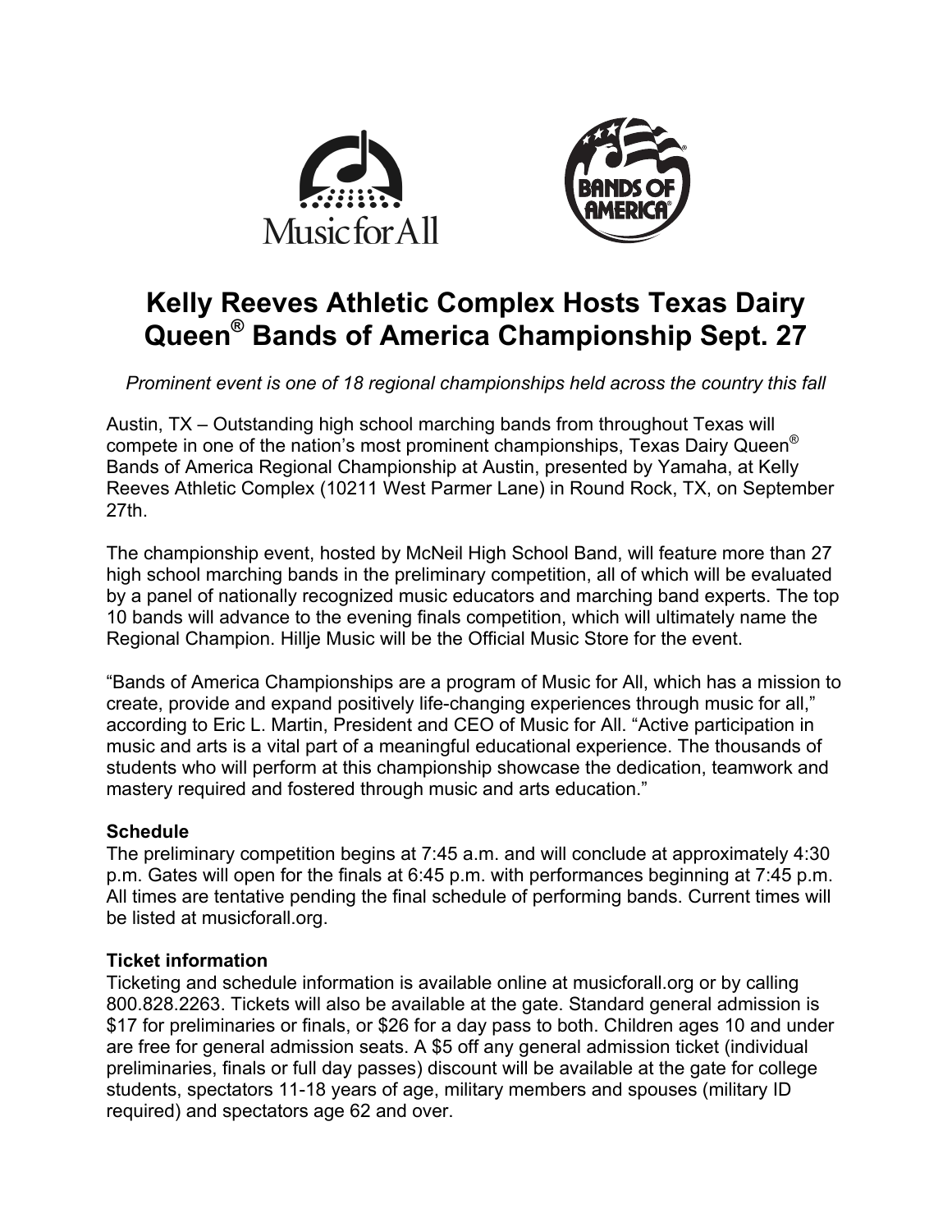# Kelly Reeves Athletic Complex Hosts Texas Dairy Queen® Bands of America Championship Sept. 27

*Prominent event is one of 18 regional championships held across the country this fall*

Austin, TX – Outstanding high school marching bands from throughout Texas will compete in one of the nation's most prominent championships, Texas Dairy Queen® Bands of America Regional Championship at Austin, presented by Yamaha, at Kelly Reeves Athletic Complex (10211 West Parmer Lane) in Round Rock, TX, on September 27th.

The championship event, hosted by McNeil High School Band, will feature more than 27 high school marching bands in the preliminary competition, all of which will be evaluated by a panel of nationally recognized music educators and marching band experts. The top 10 bands will advance to the evening finals competition, which will ultimately name the Regional Champion. Hillje Music will be the Official Music Store for the event.

"Bands of America Championships are a program of Music for All, which has a mission to create, provide and expand positively life-changing experiences through music for all," according to Eric L. Martin, President and CEO of Music for All. "Active participation in music and arts is a vital part of a meaningful educational experience. The thousands of students who will perform at this championship showcase the dedication, teamwork and mastery required and fostered through music and arts education."

**Schedule**

The preliminary competition begins at 7:45 a.m. and will conclude at approximately 4:30 p.m. Gates will open for the finals at 6:45 p.m. with performances beginning at 7:45 p.m. All times are tentative pending the final schedule of performing bands. Current times will be listed at musicforall.org.

**Ticket information**

Ticketing and schedule information is available online at musicforall.org or by calling 800.828.2263. Tickets will also be available at the gate. Standard general admission is $17 for preliminaries or finals, or $26 for a day pass to both. Children ages 10 and under are free for general admission seats. A $5 off any general admission ticket (individual preliminaries, finals or full day passes) discount will be available at the gate for college students, spectators 11-18 years of age, military members and spouses (military ID required) and spectators age 62 and over.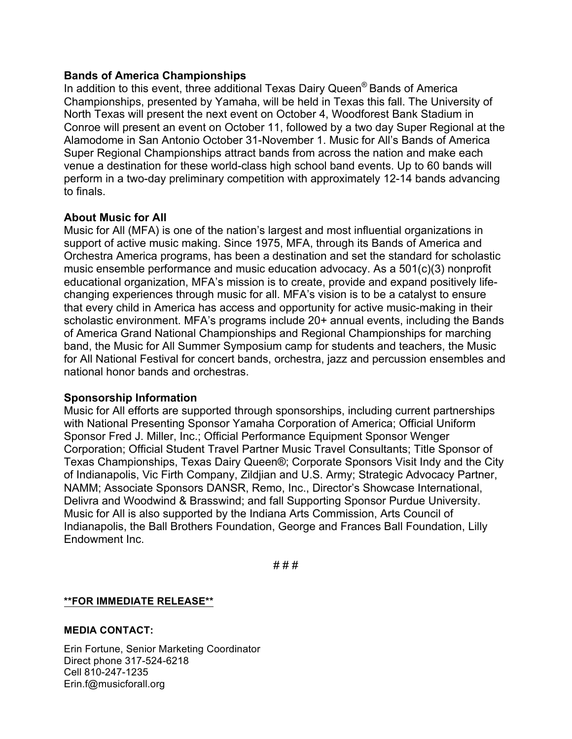**Bands of America Championships**

In addition to this event, three additional Texas Dairy Queen® Bands of America Championships, presented by Yamaha, will be held in Texas this fall. The University of North Texas will present the next event on October 4, Woodforest Bank Stadium in Conroe will present an event on October 11, followed by a two day Super Regional at the Alamodome in San Antonio October 31-November 1. Music for All's Bands of America Super Regional Championships attract bands from across the nation and make each venue a destination for these world-class high school band events. Up to 60 bands will perform in a two-day preliminary competition with approximately 12-14 bands advancing to finals.

**About Music for All**

Music for All (MFA) is one of the nation's largest and most influential organizations in support of active music making. Since 1975, MFA, through its Bands of America and Orchestra America programs, has been a destination and set the standard for scholastic music ensemble performance and music education advocacy. As a 501(c)(3) nonprofit educational organization, MFA's mission is to create, provide and expand positively life-changing experiences through music for all. MFA's vision is to be a catalyst to ensure that every child in America has access and opportunity for active music-making in their scholastic environment. MFA's programs include 20+ annual events, including the Bands of America Grand National Championships and Regional Championships for marching band, the Music for All Summer Symposium camp for students and teachers, the Music for All National Festival for concert bands, orchestra, jazz and percussion ensembles and national honor bands and orchestras.

**Sponsorship Information**

Music for All efforts are supported through sponsorships, including current partnerships with National Presenting Sponsor Yamaha Corporation of America; Official Uniform Sponsor Fred J. Miller, Inc.; Official Performance Equipment Sponsor Wenger Corporation; Official Student Travel Partner Music Travel Consultants; Title Sponsor of Texas Championships, Texas Dairy Queen®; Corporate Sponsors Visit Indy and the City of Indianapolis, Vic Firth Company, Zildjian and U.S. Army; Strategic Advocacy Partner, NAMM; Associate Sponsors DANSR, Remo, Inc., Director's Showcase International, Delivra and Woodwind & Brasswind; and fall Supporting Sponsor Purdue University. Music for All is also supported by the Indiana Arts Commission, Arts Council of Indianapolis, the Ball Brothers Foundation, George and Frances Ball Foundation, Lilly Endowment Inc.

# # #

**\*\*FOR IMMEDIATE RELEASE\*\***

**MEDIA CONTACT:**

Erin Fortune, Senior Marketing Coordinator
Direct phone 317-524-6218
Cell 810-247-1235
Erin.f@musicforall.org